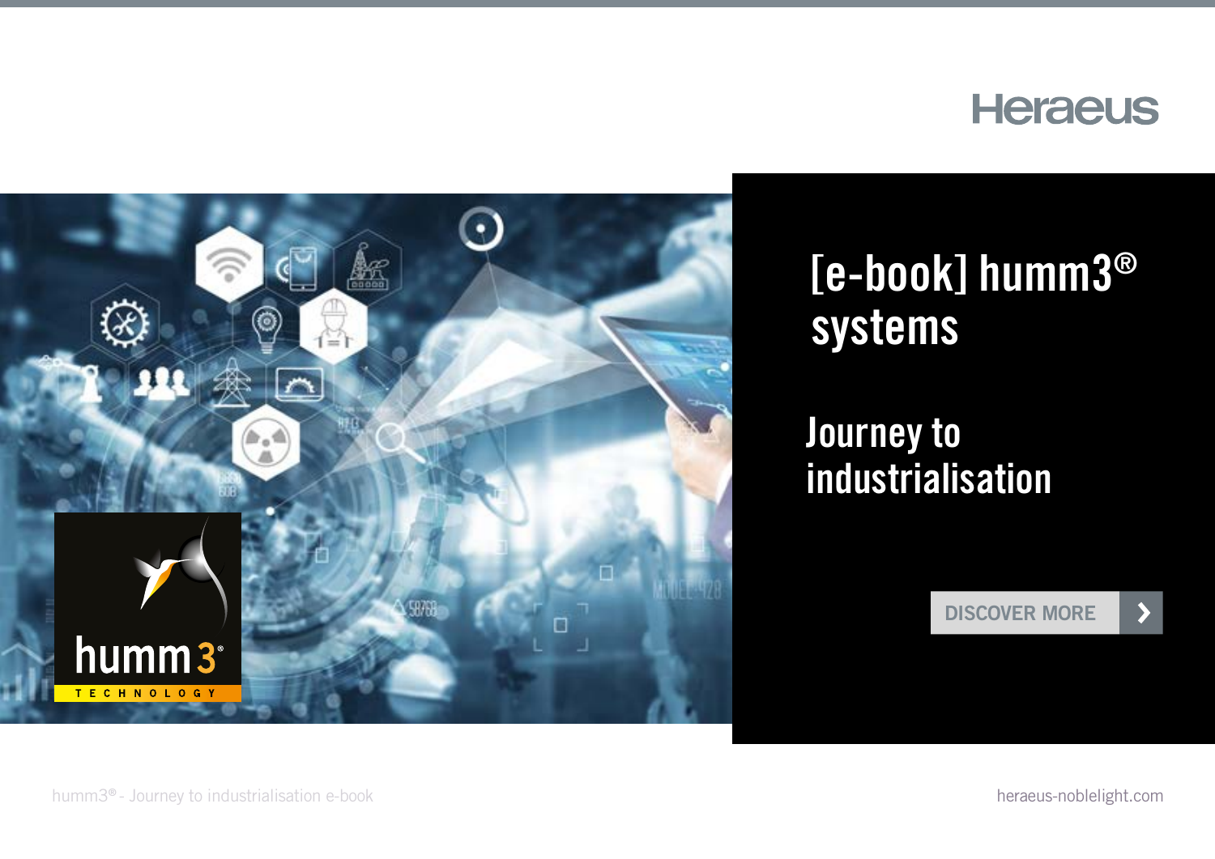Heraeus

# [e-book] humm3® systems

## Journey to industrialisation

DISCOVER MORE

humm3® - Journey to industrialisation e-book

heraeus-noblelight.com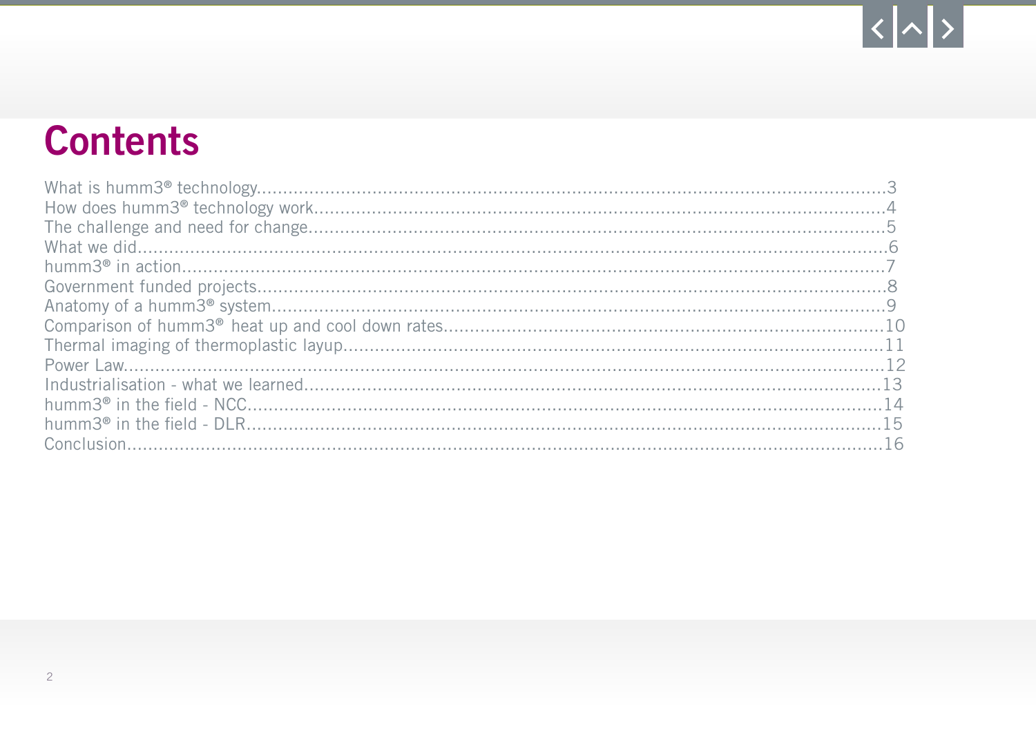# Contents

What is humm3® technology.....3
How does humm3® technology work.....4
The challenge and need for change.....5
What we did.....6
humm3® in action.....7
Government funded projects.....8
Anatomy of a humm3® system.....9
Comparison of humm3® heat up and cool down rates.....10
Thermal imaging of thermoplastic layup.....11
Power Law.....12
Industrialisation - what we learned.....13
humm3® in the field - NCC.....14
humm3® in the field - DLR.....15
Conclusion.....16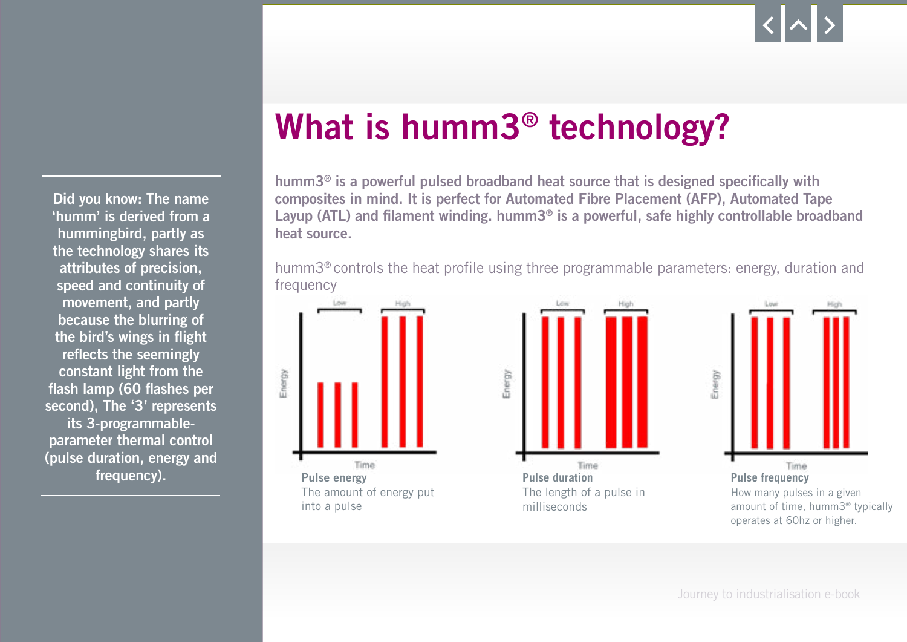# What is humm3® technology?

**humm3® is a powerful pulsed broadband heat source that is designed specifically with composites in mind. It is perfect for Automated Fibre Placement (AFP), Automated Tape Layup (ATL) and filament winding. humm3® is a powerful, safe highly controllable broadband heat source.**

humm3® controls the heat profile using three programmable parameters: energy, duration and frequency

**Pulse energy**
The amount of energy put into a pulse

**Pulse duration**
The length of a pulse in milliseconds

**Pulse frequency**
How many pulses in a given amount of time, humm3® typically operates at 60hz or higher.

Did you know: The name 'humm' is derived from a hummingbird, partly as the technology shares its attributes of precision, speed and continuity of movement, and partly because the blurring of the bird's wings in flight reflects the seemingly constant light from the flash lamp (60 flashes per second), The '3' represents its 3-programmable-parameter thermal control (pulse duration, energy and frequency).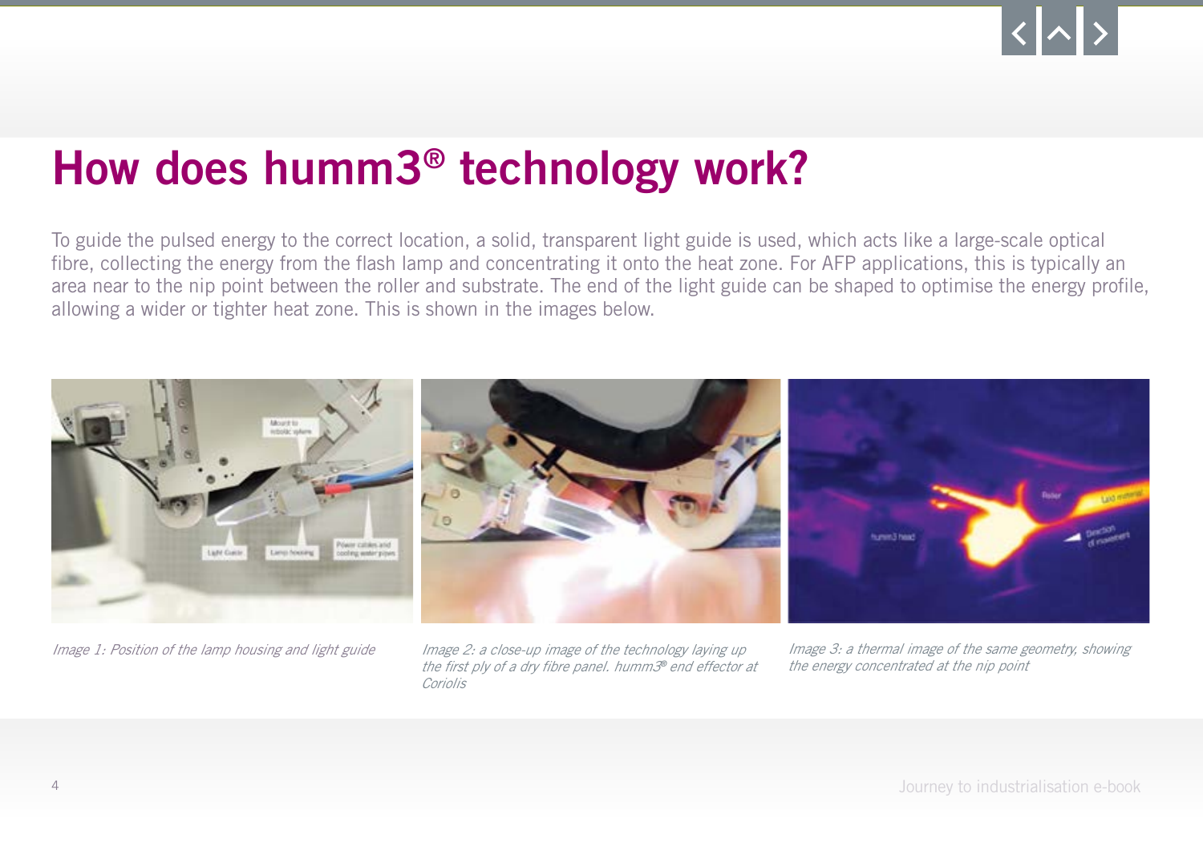# How does humm3® technology work?

To guide the pulsed energy to the correct location, a solid, transparent light guide is used, which acts like a large-scale optical fibre, collecting the energy from the flash lamp and concentrating it onto the heat zone. For AFP applications, this is typically an area near to the nip point between the roller and substrate. The end of the light guide can be shaped to optimise the energy profile, allowing a wider or tighter heat zone. This is shown in the images below.

*Image 1: Position of the lamp housing and light guide*

*Image 2: a close-up image of the technology laying up the first ply of a dry fibre panel. humm3® end effector at Coriolis*

*Image 3: a thermal image of the same geometry, showing the energy concentrated at the nip point*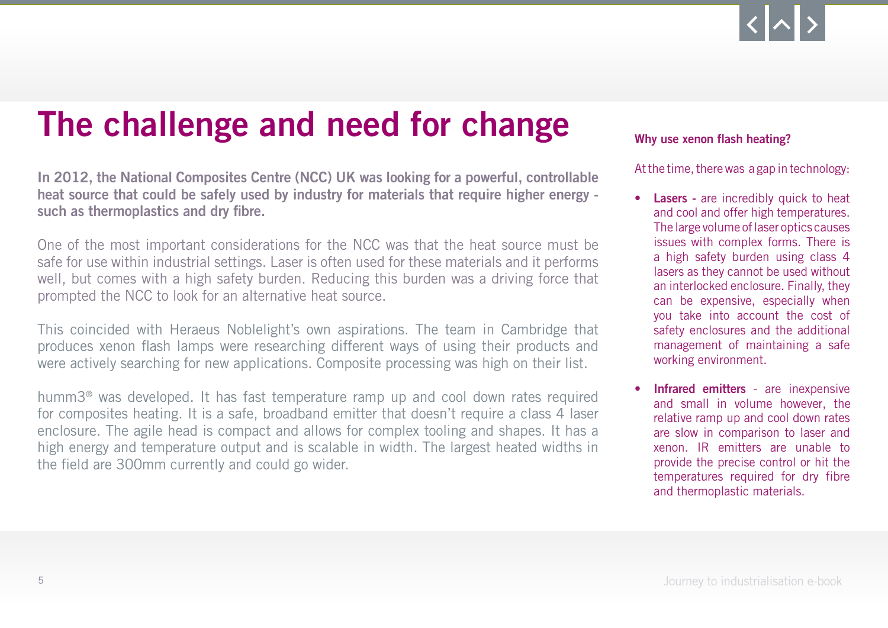# The challenge and need for change

**In 2012, the National Composites Centre (NCC) UK was looking for a powerful, controllable heat source that could be safely used by industry for materials that require higher energy - such as thermoplastics and dry fibre.**

One of the most important considerations for the NCC was that the heat source must be safe for use within industrial settings. Laser is often used for these materials and it performs well, but comes with a high safety burden. Reducing this burden was a driving force that prompted the NCC to look for an alternative heat source.

This coincided with Heraeus Noblelight's own aspirations. The team in Cambridge that produces xenon flash lamps were researching different ways of using their products and were actively searching for new applications. Composite processing was high on their list.

humm3® was developed. It has fast temperature ramp up and cool down rates required for composites heating. It is a safe, broadband emitter that doesn't require a class 4 laser enclosure. The agile head is compact and allows for complex tooling and shapes. It has a high energy and temperature output and is scalable in width. The largest heated widths in the field are 300mm currently and could go wider.

### Why use xenon flash heating?

At the time, there was a gap in technology:

- **Lasers -** are incredibly quick to heat and cool and offer high temperatures. The large volume of laser optics causes issues with complex forms. There is a high safety burden using class 4 lasers as they cannot be used without an interlocked enclosure. Finally, they can be expensive, especially when you take into account the cost of safety enclosures and the additional management of maintaining a safe working environment.
- **Infrared emitters** - are inexpensive and small in volume however, the relative ramp up and cool down rates are slow in comparison to laser and xenon. IR emitters are unable to provide the precise control or hit the temperatures required for dry fibre and thermoplastic materials.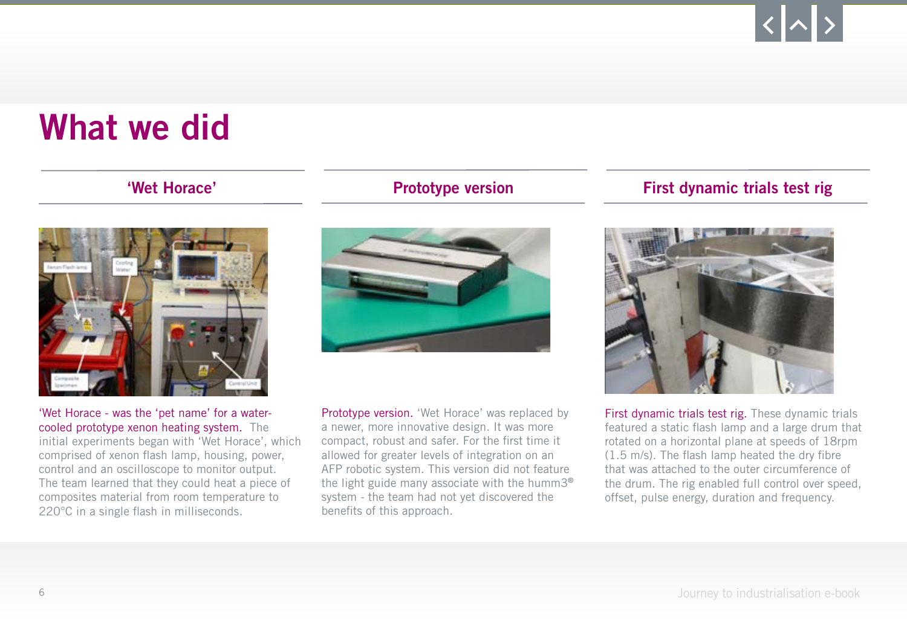# What we did

## 'Wet Horace'

'Wet Horace - was the 'pet name' for a water-cooled prototype xenon heating system. The initial experiments began with 'Wet Horace', which comprised of xenon flash lamp, housing, power, control and an oscilloscope to monitor output. The team learned that they could heat a piece of composites material from room temperature to 220°C in a single flash in milliseconds.

## Prototype version

Prototype version. 'Wet Horace' was replaced by a newer, more innovative design. It was more compact, robust and safer. For the first time it allowed for greater levels of integration on an AFP robotic system. This version did not feature the light guide many associate with the humm3® system - the team had not yet discovered the benefits of this approach.

## First dynamic trials test rig

First dynamic trials test rig. These dynamic trials featured a static flash lamp and a large drum that rotated on a horizontal plane at speeds of 18rpm (1.5 m/s). The flash lamp heated the dry fibre that was attached to the outer circumference of the drum. The rig enabled full control over speed, offset, pulse energy, duration and frequency.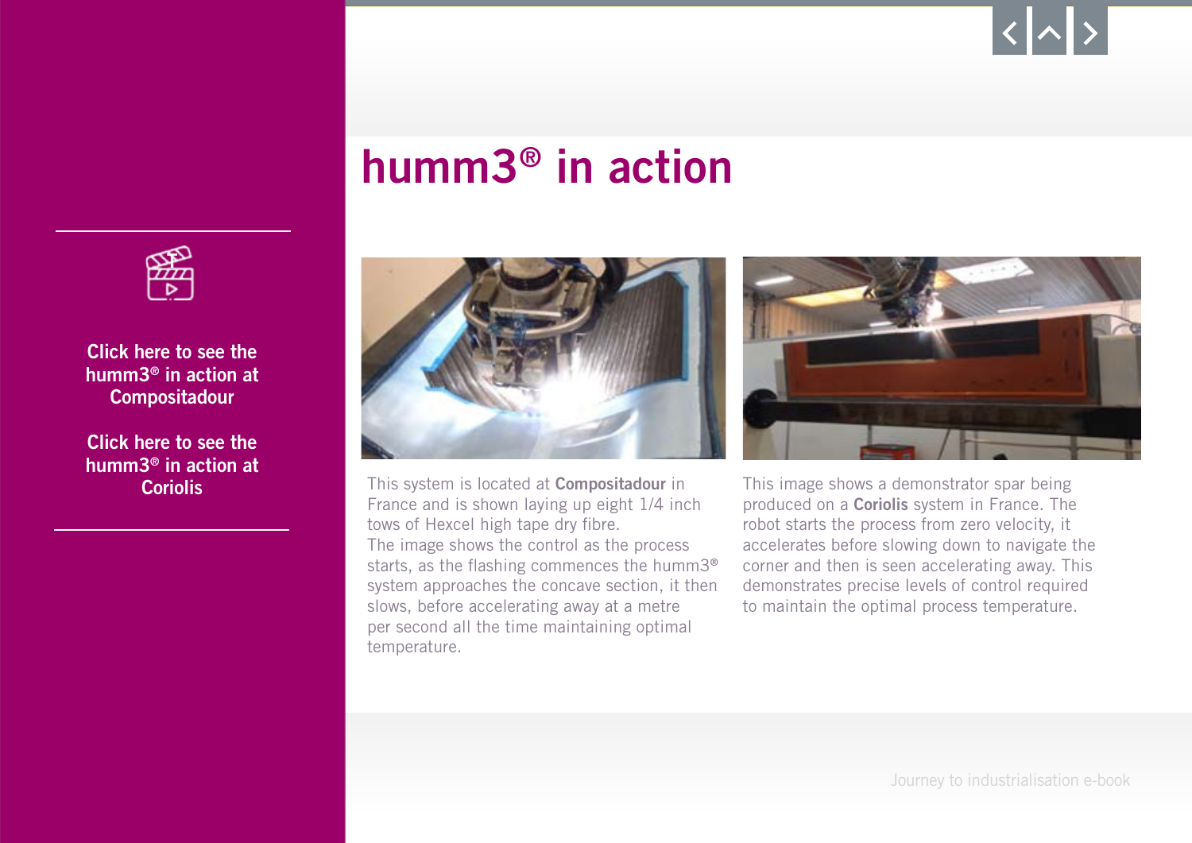Click here to see the humm3® in action at Compositadour

Click here to see the humm3® in action at Coriolis

# humm3® in action

This system is located at **Compositadour** in France and is shown laying up eight 1/4 inch tows of Hexcel high tape dry fibre.
The image shows the control as the process starts, as the flashing commences the humm3® system approaches the concave section, it then slows, before accelerating away at a metre per second all the time maintaining optimal temperature.

This image shows a demonstrator spar being produced on a **Coriolis** system in France. The robot starts the process from zero velocity, it accelerates before slowing down to navigate the corner and then is seen accelerating away. This demonstrates precise levels of control required to maintain the optimal process temperature.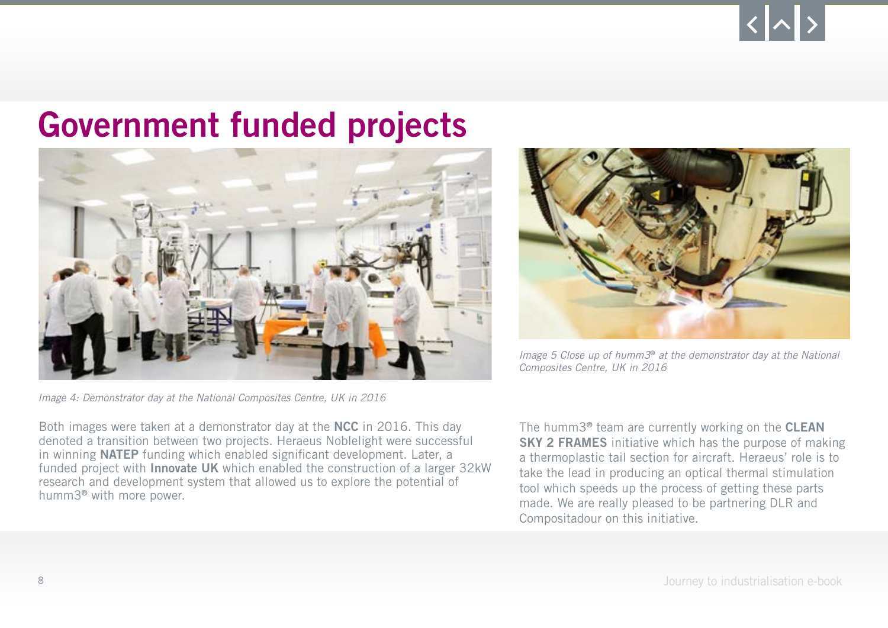# Government funded projects

*Image 4: Demonstrator day at the National Composites Centre, UK in 2016*

*Image 5 Close up of humm3® at the demonstrator day at the National Composites Centre, UK in 2016*

Both images were taken at a demonstrator day at the **NCC** in 2016. This day denoted a transition between two projects. Heraeus Noblelight were successful in winning **NATEP** funding which enabled significant development. Later, a funded project with **Innovate UK** which enabled the construction of a larger 32kW research and development system that allowed us to explore the potential of humm3® with more power.

The humm3® team are currently working on the **CLEAN SKY 2 FRAMES** initiative which has the purpose of making a thermoplastic tail section for aircraft. Heraeus' role is to take the lead in producing an optical thermal stimulation tool which speeds up the process of getting these parts made. We are really pleased to be partnering DLR and Compositadour on this initiative.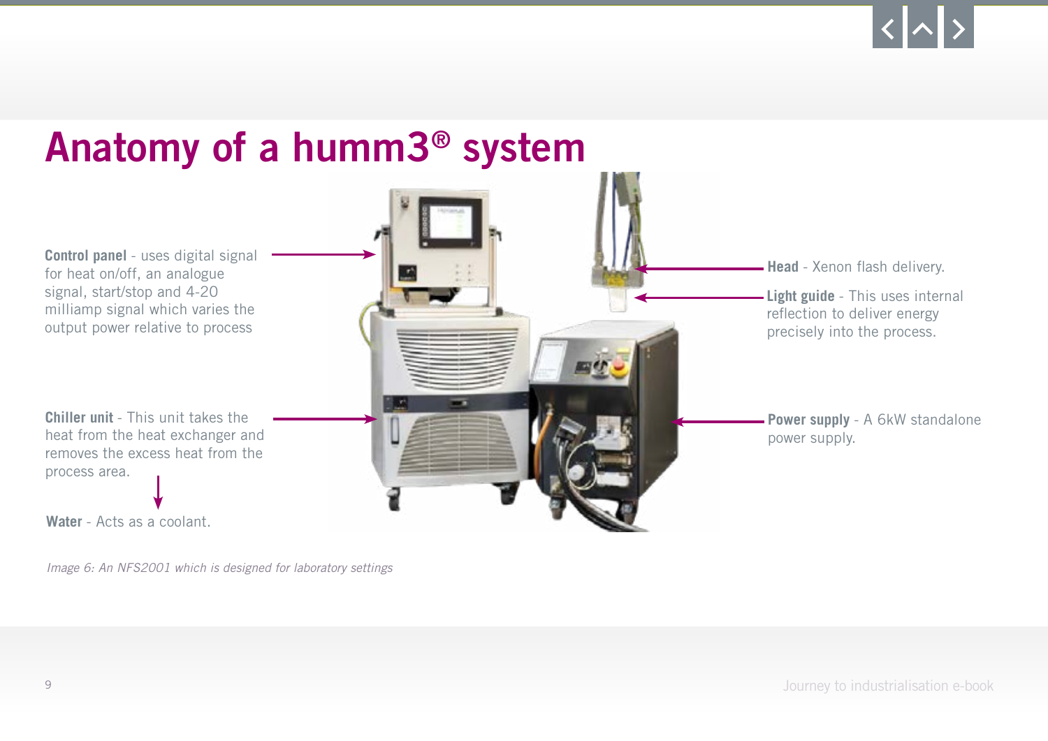# Anatomy of a humm3® system

**Control panel** - uses digital signal for heat on/off, an analogue signal, start/stop and 4-20 milliamp signal which varies the output power relative to process

**Chiller unit** - This unit takes the heat from the heat exchanger and removes the excess heat from the process area.

**Water** - Acts as a coolant.

**Head** - Xenon flash delivery.

**Light guide** - This uses internal reflection to deliver energy precisely into the process.

**Power supply** - A 6kW standalone power supply.

*Image 6: An NFS2001 which is designed for laboratory settings*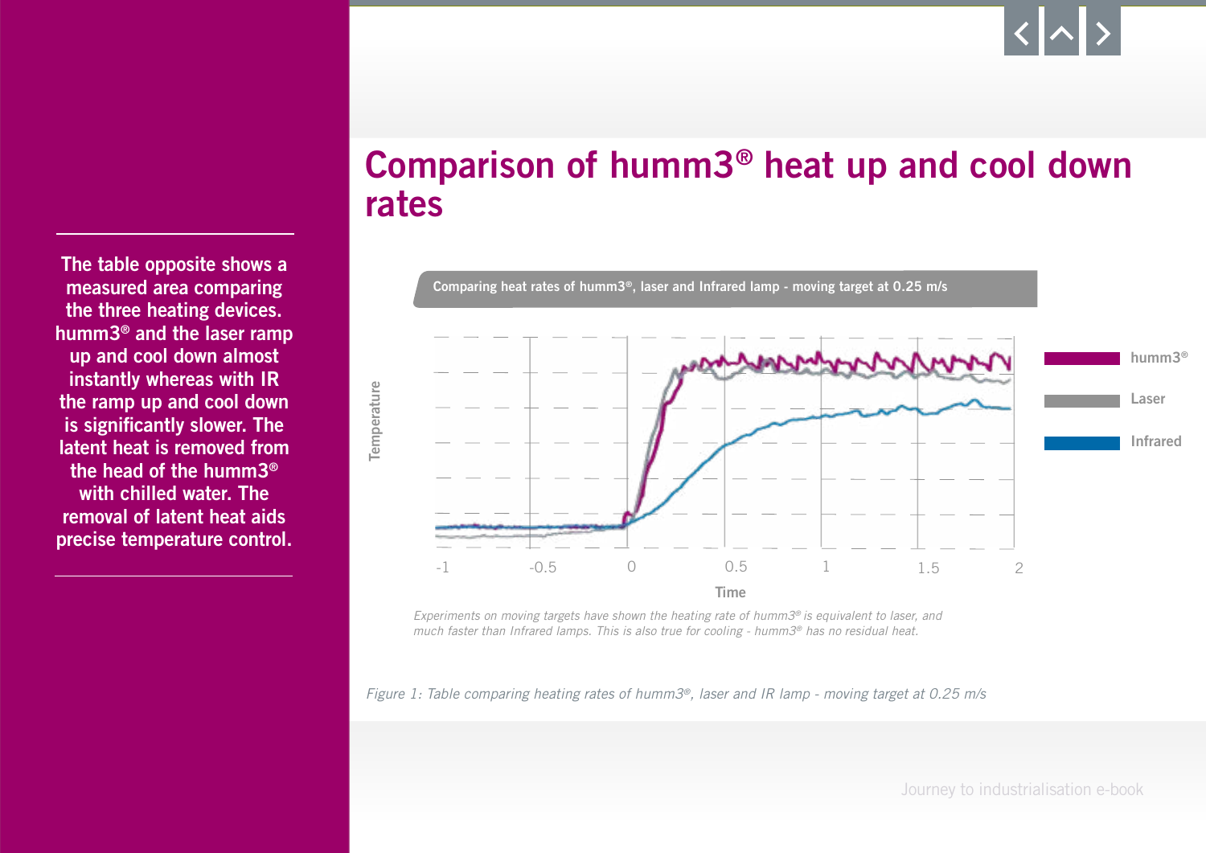# Comparison of humm3® heat up and cool down rates

The table opposite shows a measured area comparing the three heating devices. humm3® and the laser ramp up and cool down almost instantly whereas with IR the ramp up and cool down is significantly slower. The latent heat is removed from the head of the humm3® with chilled water. The removal of latent heat aids precise temperature control.

**Comparing heat rates of humm3®, laser and Infrared lamp - moving target at 0.25 m/s**

*Experiments on moving targets have shown the heating rate of humm3® is equivalent to laser, and much faster than Infrared lamps. This is also true for cooling - humm3® has no residual heat.*

*Figure 1: Table comparing heating rates of humm3®, laser and IR lamp - moving target at 0.25 m/s*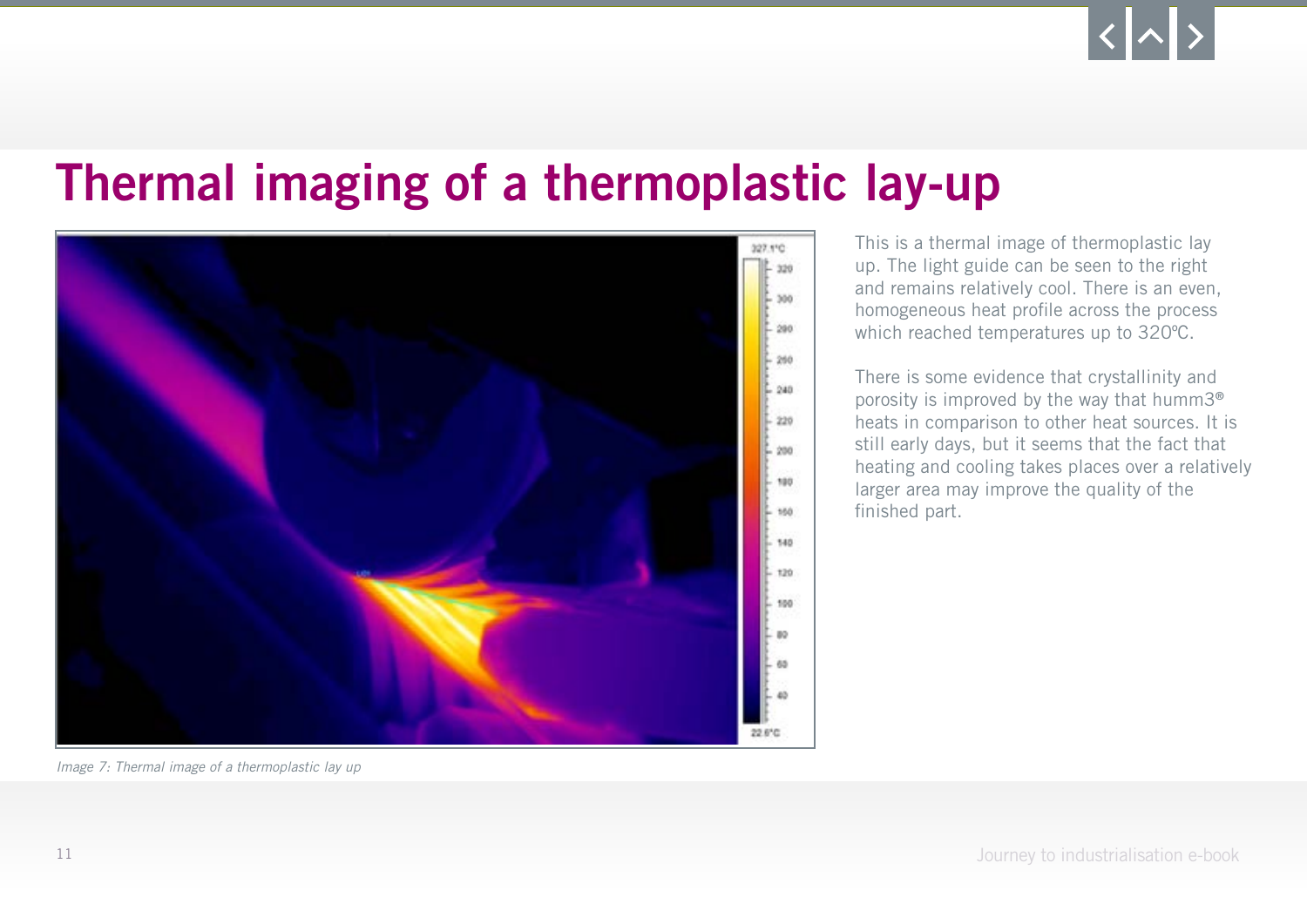# Thermal imaging of a thermoplastic lay-up

This is a thermal image of thermoplastic lay up. The light guide can be seen to the right and remains relatively cool. There is an even, homogeneous heat profile across the process which reached temperatures up to 320ºC.

There is some evidence that crystallinity and porosity is improved by the way that humm3® heats in comparison to other heat sources. It is still early days, but it seems that the fact that heating and cooling takes places over a relatively larger area may improve the quality of the finished part.

*Image 7: Thermal image of a thermoplastic lay up*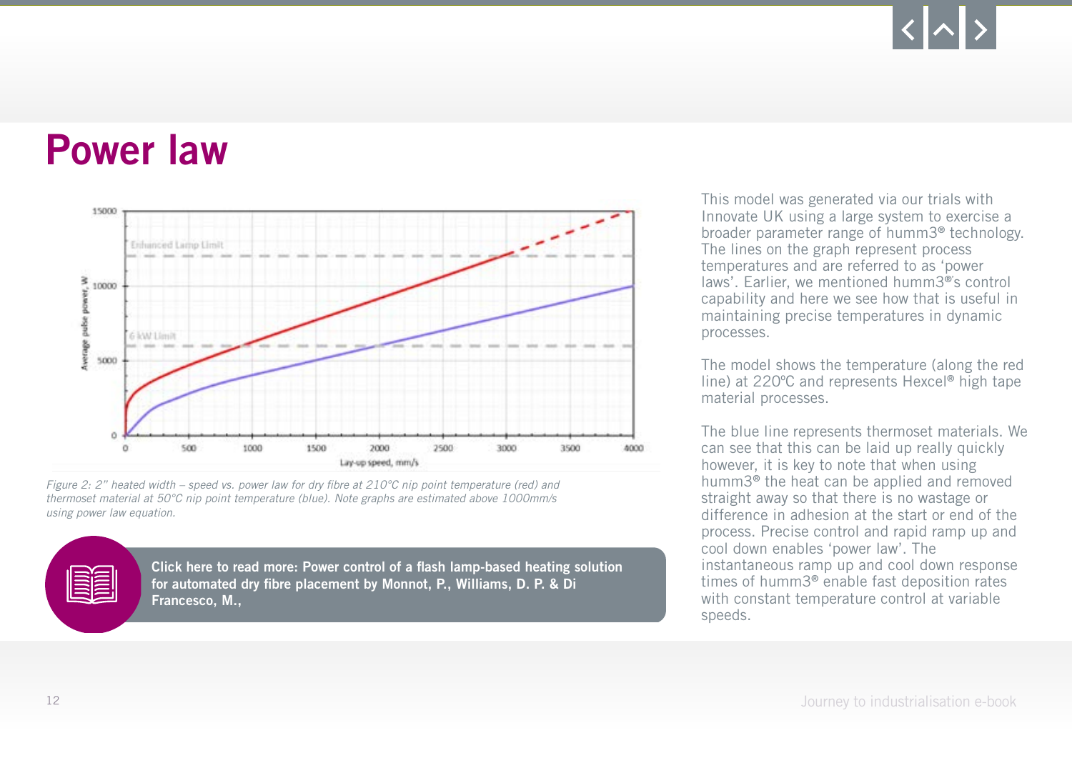# Power law

*Figure 2: 2" heated width – speed vs. power law for dry fibre at 210°C nip point temperature (red) and thermoset material at 50°C nip point temperature (blue). Note graphs are estimated above 1000mm/s using power law equation.*

**Click here to read more: Power control of a flash lamp-based heating solution for automated dry fibre placement by Monnot, P., Williams, D. P. & Di Francesco, M.,**

This model was generated via our trials with Innovate UK using a large system to exercise a broader parameter range of humm3® technology. The lines on the graph represent process temperatures and are referred to as 'power laws'. Earlier, we mentioned humm3®'s control capability and here we see how that is useful in maintaining precise temperatures in dynamic processes.

The model shows the temperature (along the red line) at 220ºC and represents Hexcel® high tape material processes.

The blue line represents thermoset materials. We can see that this can be laid up really quickly however, it is key to note that when using humm3® the heat can be applied and removed straight away so that there is no wastage or difference in adhesion at the start or end of the process. Precise control and rapid ramp up and cool down enables 'power law'. The instantaneous ramp up and cool down response times of humm3® enable fast deposition rates with constant temperature control at variable speeds.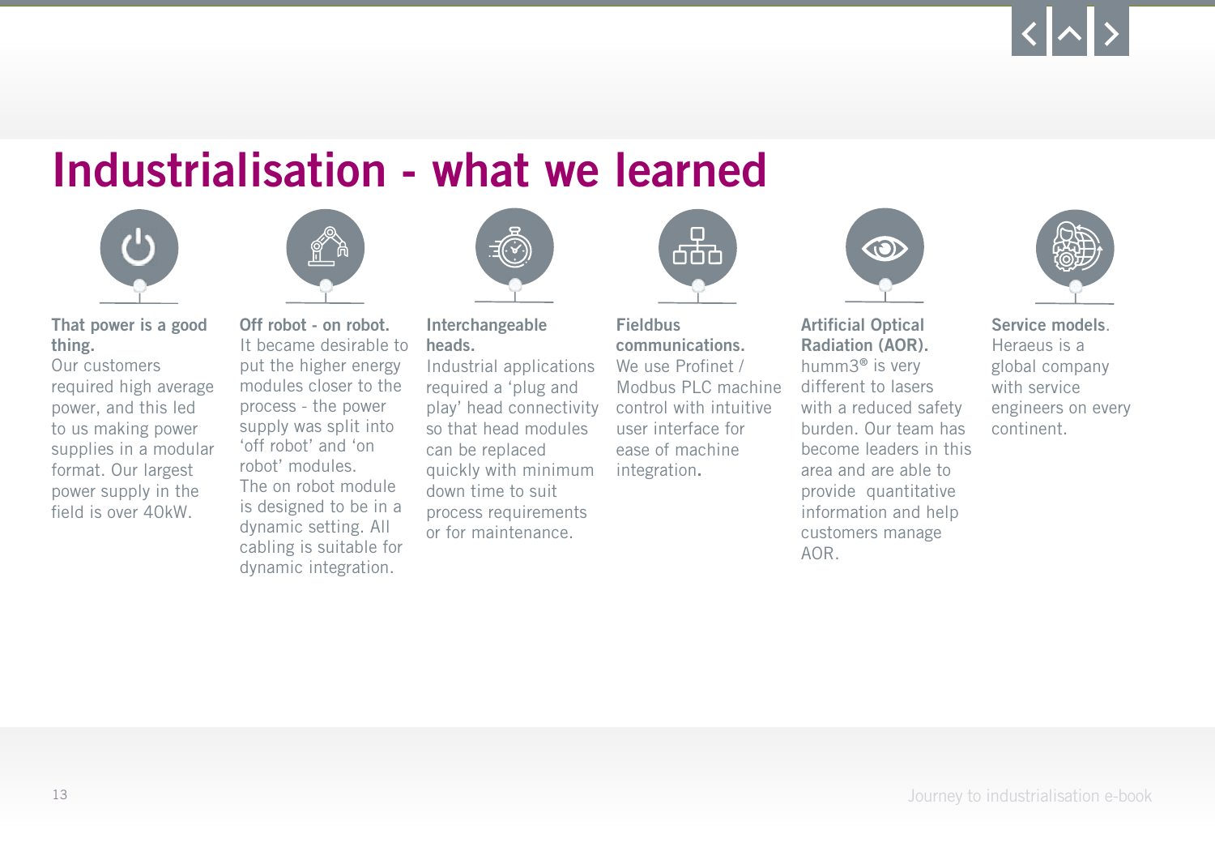# Industrialisation - what we learned

**That power is a good thing.**
Our customers required high average power, and this led to us making power supplies in a modular format. Our largest power supply in the field is over 40kW.

**Off robot - on robot.**
It became desirable to put the higher energy modules closer to the process - the power supply was split into ‘off robot’ and ‘on robot’ modules.
The on robot module is designed to be in a dynamic setting. All cabling is suitable for dynamic integration.

**Interchangeable heads.**
Industrial applications required a ‘plug and play’ head connectivity so that head modules can be replaced quickly with minimum down time to suit process requirements or for maintenance.

**Fieldbus communications.**
We use Profinet / Modbus PLC machine control with intuitive user interface for ease of machine integration.

**Artificial Optical Radiation (AOR).**
humm3® is very different to lasers with a reduced safety burden. Our team has become leaders in this area and are able to provide quantitative information and help customers manage AOR.

**Service models.**
Heraeus is a global company with service engineers on every continent.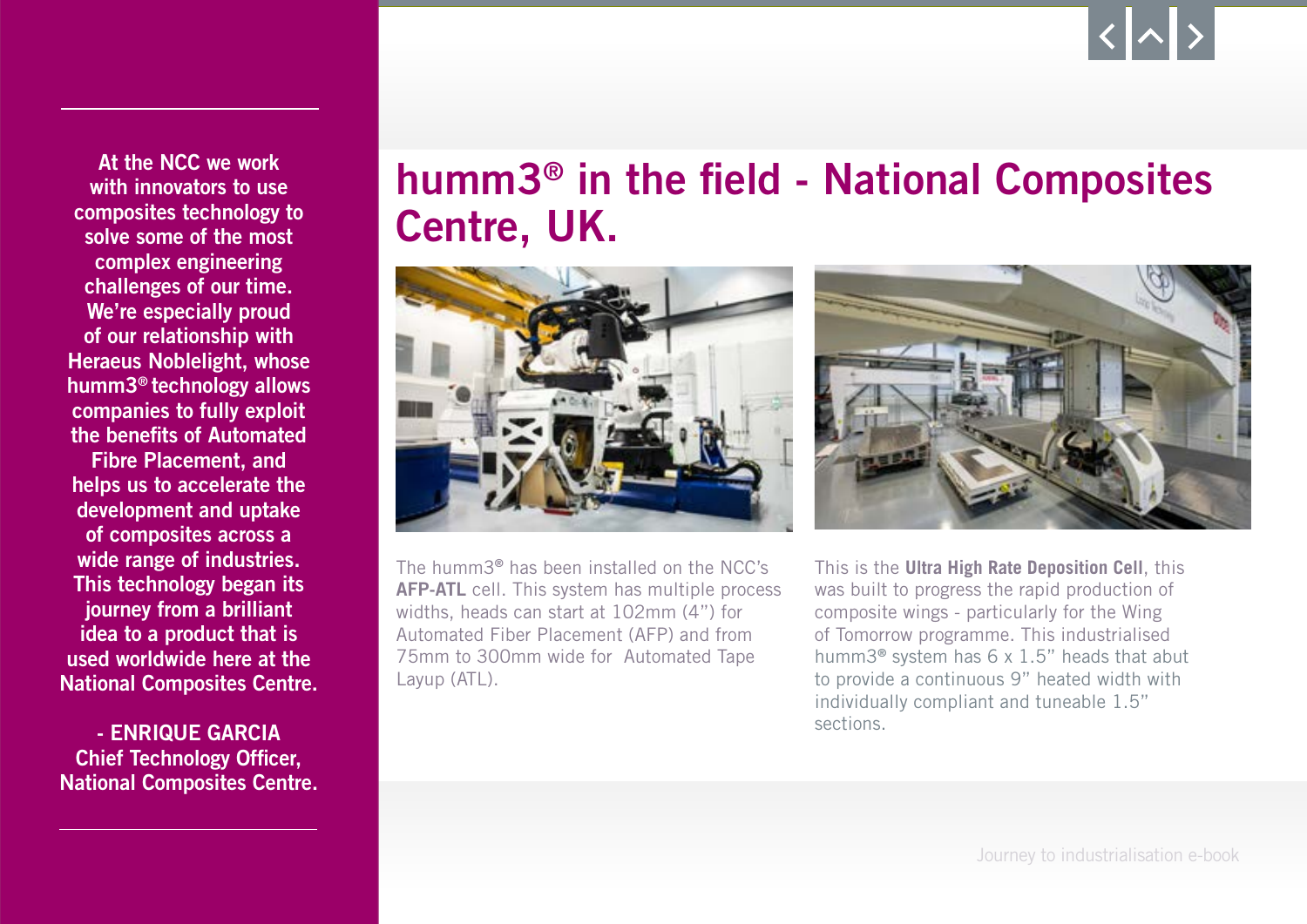# humm3® in the field - National Composites Centre, UK.

At the NCC we work with innovators to use composites technology to solve some of the most complex engineering challenges of our time. We're especially proud of our relationship with Heraeus Noblelight, whose humm3® technology allows companies to fully exploit the benefits of Automated Fibre Placement, and helps us to accelerate the development and uptake of composites across a wide range of industries. This technology began its journey from a brilliant idea to a product that is used worldwide here at the National Composites Centre.

- ENRIQUE GARCIA
Chief Technology Officer,
National Composites Centre.

The humm3® has been installed on the NCC's **AFP-ATL** cell. This system has multiple process widths, heads can start at 102mm (4") for Automated Fiber Placement (AFP) and from 75mm to 300mm wide for Automated Tape Layup (ATL).

This is the **Ultra High Rate Deposition Cell**, this was built to progress the rapid production of composite wings - particularly for the Wing of Tomorrow programme. This industrialised humm3® system has 6 x 1.5" heads that abut to provide a continuous 9" heated width with individually compliant and tuneable 1.5" sections.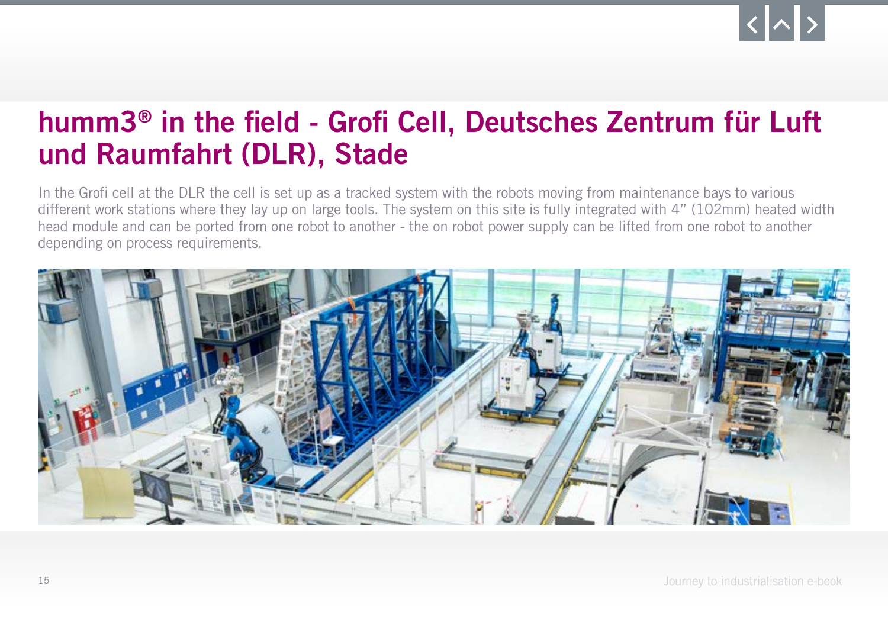# humm3® in the field - Grofi Cell, Deutsches Zentrum für Luft und Raumfahrt (DLR), Stade

In the Grofi cell at the DLR the cell is set up as a tracked system with the robots moving from maintenance bays to various different work stations where they lay up on large tools. The system on this site is fully integrated with 4" (102mm) heated width head module and can be ported from one robot to another - the on robot power supply can be lifted from one robot to another depending on process requirements.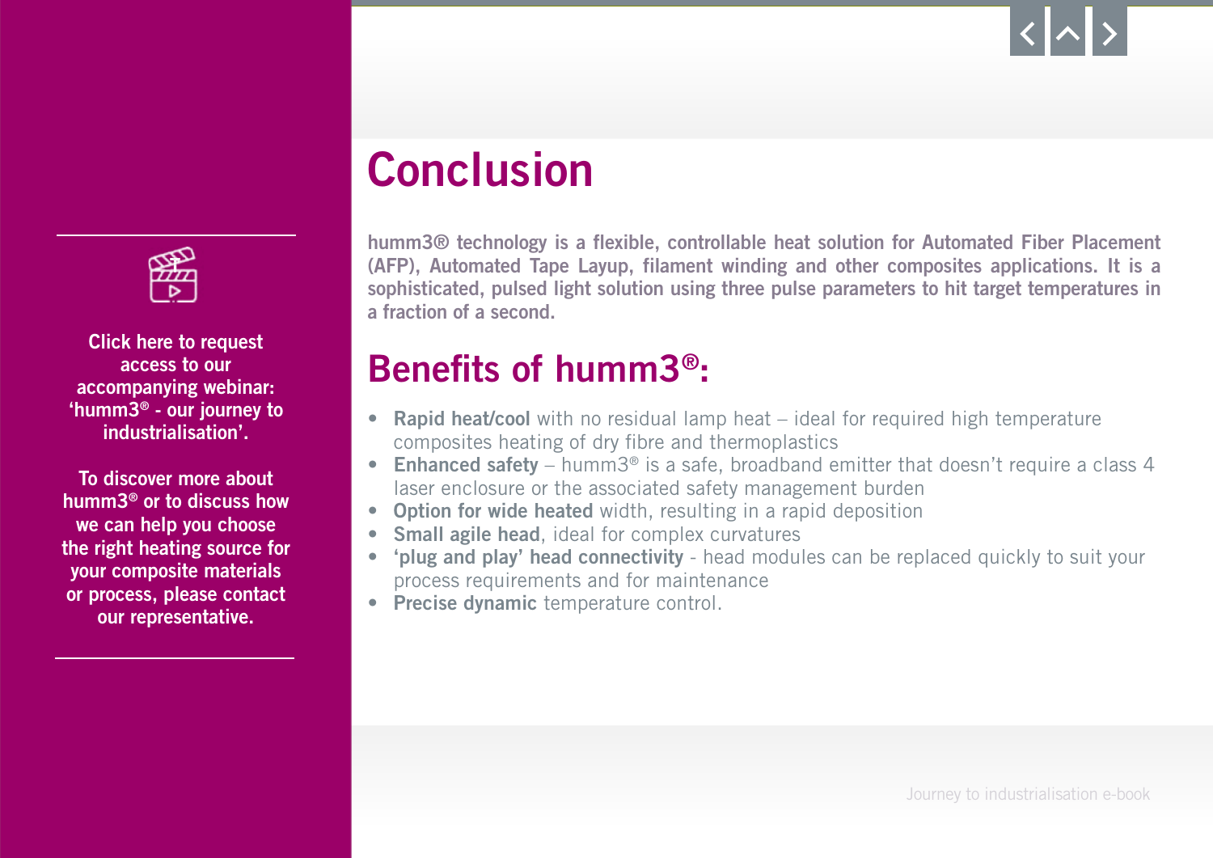Click here to request access to our accompanying webinar: ‘humm3® - our journey to industrialisation’.

To discover more about humm3® or to discuss how we can help you choose the right heating source for your composite materials or process, please contact our representative.

# Conclusion

**humm3® technology is a flexible, controllable heat solution for Automated Fiber Placement (AFP), Automated Tape Layup, filament winding and other composites applications. It is a sophisticated, pulsed light solution using three pulse parameters to hit target temperatures in a fraction of a second.**

## Benefits of humm3®:

- **Rapid heat/cool** with no residual lamp heat – ideal for required high temperature composites heating of dry fibre and thermoplastics
- **Enhanced safety** – humm3® is a safe, broadband emitter that doesn’t require a class 4 laser enclosure or the associated safety management burden
- **Option for wide heated** width, resulting in a rapid deposition
- **Small agile head**, ideal for complex curvatures
- **‘plug and play’ head connectivity** - head modules can be replaced quickly to suit your process requirements and for maintenance
- **Precise dynamic** temperature control.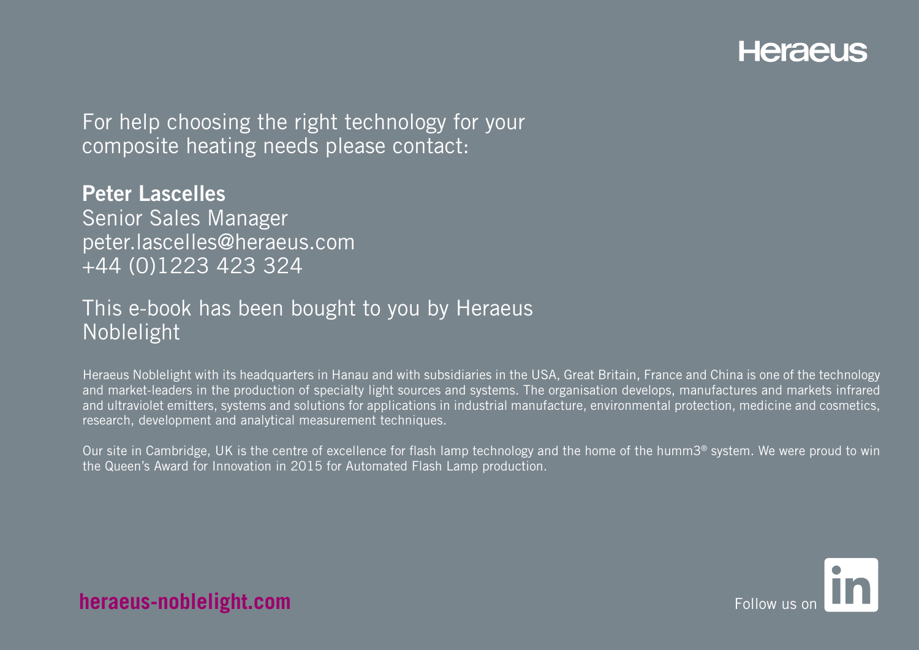Heraeus

For help choosing the right technology for your composite heating needs please contact:

**Peter Lascelles**
Senior Sales Manager
peter.lascelles@heraeus.com
+44 (0)1223 423 324

This e-book has been bought to you by Heraeus Noblelight

Heraeus Noblelight with its headquarters in Hanau and with subsidiaries in the USA, Great Britain, France and China is one of the technology and market-leaders in the production of specialty light sources and systems. The organisation develops, manufactures and markets infrared and ultraviolet emitters, systems and solutions for applications in industrial manufacture, environmental protection, medicine and cosmetics, research, development and analytical measurement techniques.

Our site in Cambridge, UK is the centre of excellence for flash lamp technology and the home of the humm3® system. We were proud to win the Queen's Award for Innovation in 2015 for Automated Flash Lamp production.

**heraeus-noblelight.com**

Follow us on in